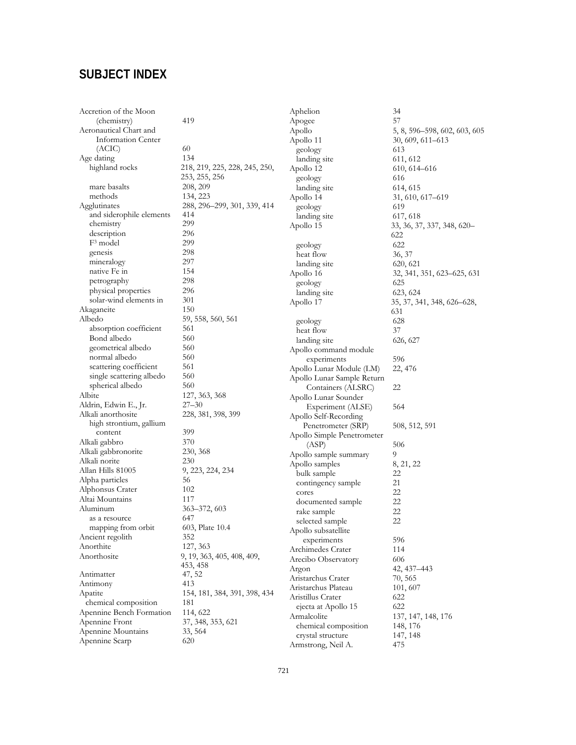# SUBJECT INDEX

Accretion of the Moon
&nbsp;&nbsp;&nbsp;&nbsp;(chemistry) 419
Aeronautical Chart and
&nbsp;&nbsp;&nbsp;&nbsp;Information Center
&nbsp;&nbsp;&nbsp;&nbsp;(ACIC) 60
Age dating 134
&nbsp;&nbsp;&nbsp;&nbsp;highland rocks 218, 219, 225, 228, 245, 250, 253, 255, 256
&nbsp;&nbsp;&nbsp;&nbsp;mare basalts 208, 209
&nbsp;&nbsp;&nbsp;&nbsp;methods 134, 223
Agglutinates 288, 296–299, 301, 339, 414
&nbsp;&nbsp;&nbsp;&nbsp;and siderophile elements 414
&nbsp;&nbsp;&nbsp;&nbsp;chemistry 299
&nbsp;&nbsp;&nbsp;&nbsp;description 296
&nbsp;&nbsp;&nbsp;&nbsp;$F^3$ model 299
&nbsp;&nbsp;&nbsp;&nbsp;genesis 298
&nbsp;&nbsp;&nbsp;&nbsp;mineralogy 297
&nbsp;&nbsp;&nbsp;&nbsp;native Fe in 154
&nbsp;&nbsp;&nbsp;&nbsp;petrography 298
&nbsp;&nbsp;&nbsp;&nbsp;physical properties 296
&nbsp;&nbsp;&nbsp;&nbsp;solar-wind elements in 301
Akaganeite 150
Albedo 59, 558, 560, 561
&nbsp;&nbsp;&nbsp;&nbsp;absorption coefficient 561
&nbsp;&nbsp;&nbsp;&nbsp;Bond albedo 560
&nbsp;&nbsp;&nbsp;&nbsp;geometrical albedo 560
&nbsp;&nbsp;&nbsp;&nbsp;normal albedo 560
&nbsp;&nbsp;&nbsp;&nbsp;scattering coefficient 561
&nbsp;&nbsp;&nbsp;&nbsp;single scattering albedo 560
&nbsp;&nbsp;&nbsp;&nbsp;spherical albedo 560
Albite 127, 363, 368
Aldrin, Edwin E., Jr. 27–30
Alkali anorthosite 228, 381, 398, 399
&nbsp;&nbsp;&nbsp;&nbsp;high strontium, gallium
&nbsp;&nbsp;&nbsp;&nbsp;content 399
Alkali gabbro 370
Alkali gabbronorite 230, 368
Alkali norite 230
Allan Hills 81005 9, 223, 224, 234
Alpha particles 56
Alphonsus Crater 102
Altai Mountains 117
Aluminum 363–372, 603
&nbsp;&nbsp;&nbsp;&nbsp;as a resource 647
&nbsp;&nbsp;&nbsp;&nbsp;mapping from orbit 603, Plate 10.4
Ancient regolith 352
Anorthite 127, 363
Anorthosite 9, 19, 363, 405, 408, 409, 453, 458
Antimatter 47, 52
Antimony 413
Apatite 154, 181, 384, 391, 398, 434
&nbsp;&nbsp;&nbsp;&nbsp;chemical composition 181
Apennine Bench Formation 114, 622
Apennine Front 37, 348, 353, 621
Apennine Mountains 33, 564
Apennine Scarp 620

Aphelion 34
Apogee 57
Apollo 5, 8, 596–598, 602, 603, 605
Apollo 11 30, 609, 611–613
&nbsp;&nbsp;&nbsp;&nbsp;geology 613
&nbsp;&nbsp;&nbsp;&nbsp;landing site 611, 612
Apollo 12 610, 614–616
&nbsp;&nbsp;&nbsp;&nbsp;geology 616
&nbsp;&nbsp;&nbsp;&nbsp;landing site 614, 615
Apollo 14 31, 610, 617–619
&nbsp;&nbsp;&nbsp;&nbsp;geology 619
&nbsp;&nbsp;&nbsp;&nbsp;landing site 617, 618
Apollo 15 33, 36, 37, 337, 348, 620–622
&nbsp;&nbsp;&nbsp;&nbsp;geology 622
&nbsp;&nbsp;&nbsp;&nbsp;heat flow 36, 37
&nbsp;&nbsp;&nbsp;&nbsp;landing site 620, 621
Apollo 16 32, 341, 351, 623–625, 631
&nbsp;&nbsp;&nbsp;&nbsp;geology 625
&nbsp;&nbsp;&nbsp;&nbsp;landing site 623, 624
Apollo 17 35, 37, 341, 348, 626–628, 631
&nbsp;&nbsp;&nbsp;&nbsp;geology 628
&nbsp;&nbsp;&nbsp;&nbsp;heat flow 37
&nbsp;&nbsp;&nbsp;&nbsp;landing site 626, 627
Apollo command module
&nbsp;&nbsp;&nbsp;&nbsp;experiments 596
Apollo Lunar Module (LM) 22, 476
Apollo Lunar Sample Return
&nbsp;&nbsp;&nbsp;&nbsp;Containers (ALSRC) 22
Apollo Lunar Sounder
&nbsp;&nbsp;&nbsp;&nbsp;Experiment (ALSE) 564
Apollo Self-Recording
&nbsp;&nbsp;&nbsp;&nbsp;Penetrometer (SRP) 508, 512, 591
Apollo Simple Penetrometer
&nbsp;&nbsp;&nbsp;&nbsp;(ASP) 506
Apollo sample summary 9
Apollo samples 8, 21, 22
&nbsp;&nbsp;&nbsp;&nbsp;bulk sample 22
&nbsp;&nbsp;&nbsp;&nbsp;contingency sample 21
&nbsp;&nbsp;&nbsp;&nbsp;cores 22
&nbsp;&nbsp;&nbsp;&nbsp;documented sample 22
&nbsp;&nbsp;&nbsp;&nbsp;rake sample 22
&nbsp;&nbsp;&nbsp;&nbsp;selected sample 22
Apollo subsatellite
&nbsp;&nbsp;&nbsp;&nbsp;experiments 596
Archimedes Crater 114
Arecibo Observatory 606
Argon 42, 437–443
Aristarchus Crater 70, 565
Aristarchus Plateau 101, 607
Aristillus Crater 622
&nbsp;&nbsp;&nbsp;&nbsp;ejecta at Apollo 15 622
Armalcolite 137, 147, 148, 176
&nbsp;&nbsp;&nbsp;&nbsp;chemical composition 148, 176
&nbsp;&nbsp;&nbsp;&nbsp;crystal structure 147, 148
Armstrong, Neil A. 475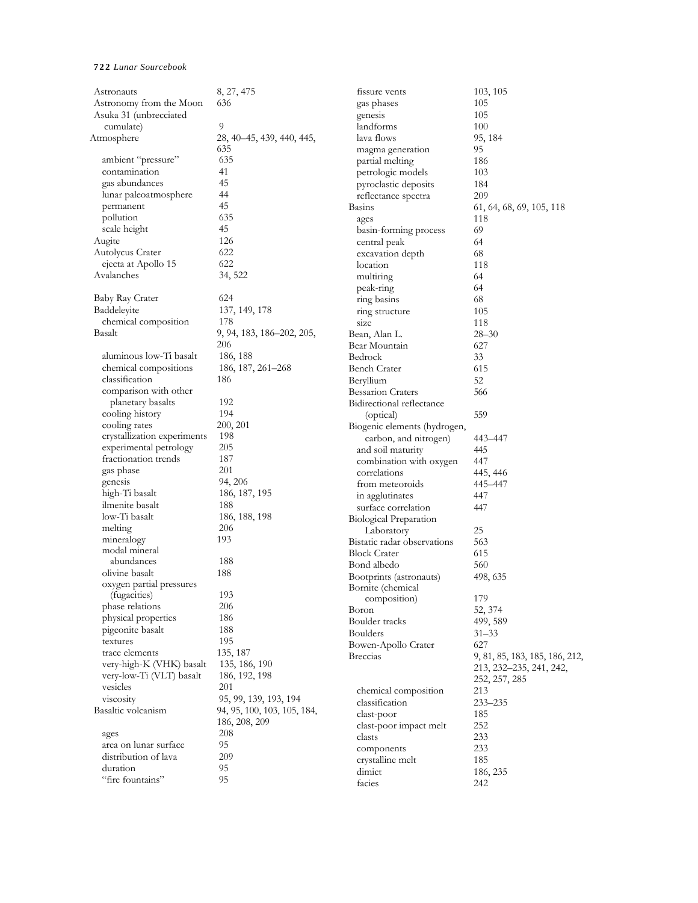Astronaut 8, 27, 475
Astronomy from the Moon 636
Asuka 31 (unbrecciated cumulate) 9
Atmosphere 28, 40–45, 439, 440, 445, 635
- ambient "pressure" 635
- contamination 41
- gas abundances 45
- lunar paleoatmosphere 44
- permanent 45
- pollution 635
- scale height 45

Augite 126
Autolycus Crater 622
- ejecta at Apollo 15 622

Avalanches 34, 522

Baby Ray Crater 624
Baddeleyite 137, 149, 178
- chemical composition 178

Basalt 9, 94, 183, 186–202, 205, 206
- aluminous low-Ti basalt 186, 188
- chemical compositions 186, 187, 261–268
- classification 186
- comparison with other planetary basalts 192
- cooling history 194
- cooling rates 200, 201
- crystallization experiments 198
- experimental petrology 205
- fractionation trends 187
- gas phase 201
- genesis 94, 206
- high-Ti basalt 186, 187, 195
- ilmenite basalt 188
- low-Ti basalt 186, 188, 198
- melting 206
- mineralogy 193
- modal mineral abundances 188
- olivine basalt 188
- oxygen partial pressures (fugacities) 193
- phase relations 206
- physical properties 186
- pigeonite basalt 188
- textures 195
- trace elements 135, 187
- very-high-K (VHK) basalt 135, 186, 190
- very-low-Ti (VLT) basalt 186, 192, 198
- vesicles 201
- viscosity 95, 99, 139, 193, 194

Basaltic volcanism 94, 95, 100, 103, 105, 184, 186, 208, 209
- ages 208
- area on lunar surface 95
- distribution of lava 209
- duration 95
- "fire fountains" 95
- fissure vents 103, 105
- gas phases 105
- genesis 105
- landforms 100
- lava flows 95, 184
- magma generation 95
- partial melting 186
- petrologic models 103
- pyroclastic deposits 184
- reflectance spectra 209

Basins 61, 64, 68, 69, 105, 118
- ages 118
- basin-forming process 69
- central peak 64
- excavation depth 68
- location 118
- multiring 64
- peak-ring 64
- ring basins 68
- ring structure 105
- size 118

Bean, Alan L. 28–30
Bear Mountain 627
Bedrock 33
Bench Crater 615
Beryllium 52
Bessarion Craters 566
Bidirectional reflectance (optical) 559
Biogenic elements (hydrogen, carbon, and nitrogen) 443–447
- and soil maturity 445
- combination with oxygen 447
- correlations 445, 446
- from meteoroids 445–447
- in agglutinates 447
- surface correlation 447

Biological Preparation Laboratory 25
Bistatic radar observations 563
Block Crater 615
Bond albedo 560
Bootprints (astronauts) 498, 635
Bornite (chemical composition) 179
Boron 52, 374
Boulder tracks 499, 589
Boulders 31–33
Bowen-Apollo Crater 627
Breccias 9, 81, 85, 183, 185, 186, 212, 213, 232–235, 241, 242, 252, 257, 285
- chemical composition 213
- classification 233–235
- clast-poor 185
- clast-poor impact melt 252
- clasts 233
- components 233
- crystalline melt 185
- dimict 186, 235
- facies 242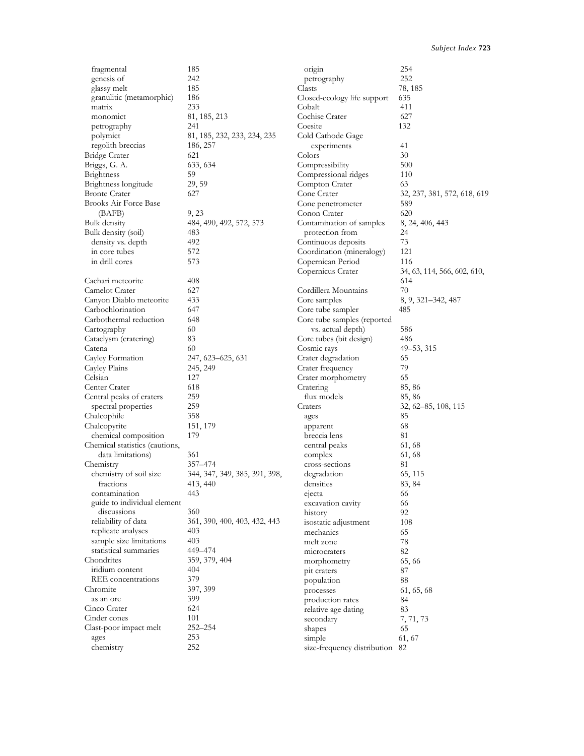fragmental 185
genesis of 242
glassy melt 185
granulitic (metamorphic) 186
matrix 233
monomict 81, 185, 213
petrography 241
polymict 81, 185, 232, 233, 234, 235
regolith breccias 186, 257

Bridge Crater 621
Briggs, G. A. 633, 634
Brightness 59
Brightness longitude 29, 59
Bronte Crater 627
Brooks Air Force Base (BAFB) 9, 23
Bulk density 484, 490, 492, 572, 573
Bulk density (soil) 483
density vs. depth 492
in core tubes 572
in drill cores 573

Cachari meteorite 408
Camelot Crater 627
Canyon Diablo meteorite 433
Carbochlorination 647
Carbothermal reduction 648
Cartography 60
Cataclysm (cratering) 83
Catena 60
Cayley Formation 247, 623–625, 631
Cayley Plains 245, 249
Celsian 127
Center Crater 618
Central peaks of craters 259
spectral properties 259
Chalcophile 358
Chalcopyrite 151, 179
chemical composition 179
Chemical statistics (cautions, data limitations) 361
Chemistry 357–474
chemistry of soil size fractions 344, 347, 349, 385, 391, 398, 413, 440
contamination 443
guide to individual element discussions 360
reliability of data 361, 390, 400, 403, 432, 443
replicate analyses 403
sample size limitations 403
statistical summaries 449–474
Chondrites 359, 379, 404
iridium content 404
REE concentrations 379
Chromite 397, 399
as an ore 399
Cinco Crater 624
Cinder cones 101
Clast-poor impact melt 252–254
ages 253
chemistry 252
origin 254
petrography 252

Clasts 78, 185
Closed-ecology life support 635
Cobalt 411
Cochise Crater 627
Coesite 132
Cold Cathode Gage experiments 41
Colors 30
Compressibility 500
Compressional ridges 110
Compton Crater 63
Cone Crater 32, 237, 381, 572, 618, 619
Cone penetrometer 589
Conon Crater 620
Contamination of samples 8, 24, 406, 443
protection from 24
Continuous deposits 73
Coordination (mineralogy) 121
Copernican Period 116
Copernicus Crater 34, 63, 114, 566, 602, 610, 614
Cordillera Mountains 70
Core samples 8, 9, 321–342, 487
Core tube sampler 485
Core tube samples (reported vs. actual depth) 586
Core tubes (bit design) 486
Cosmic rays 49–53, 315
Crater degradation 65
Crater frequency 79
Crater morphometry 65
Cratering 85, 86
flux models 85, 86
Craters 32, 62–85, 108, 115
ages 85
apparent 68
breccia lens 81
central peaks 61, 68
complex 61, 68
cross-sections 81
degradation 65, 115
densities 83, 84
ejecta 66
excavation cavity 66
history 92
isostatic adjustment 108
mechanics 65
melt zone 78
microcraters 82
morphometry 65, 66
pit craters 87
population 88
processes 61, 65, 68
production rates 84
relative age dating 83
secondary 7, 71, 73
shapes 65
simple 61, 67
size-frequency distribution 82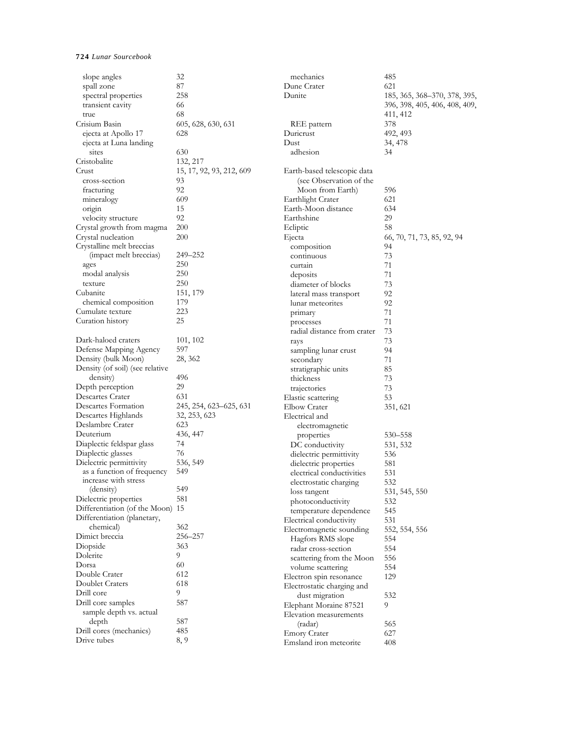slope angles 32
spall zone 87
spectral properties 258
transient cavity 66
true 68
Crisium Basin 605, 628, 630, 631
ejecta at Apollo 17 628
ejecta at Luna landing sites 630
Cristobalite 132, 217
Crust 15, 17, 92, 93, 212, 609
cross-section 93
fracturing 92
mineralogy 609
origin 15
velocity structure 92
Crystal growth from magma 200
Crystal nucleation 200
Crystalline melt breccias (impact melt breccias) 249–252
ages 250
modal analysis 250
texture 250
Cubanite 151, 179
chemical composition 179
Cumulate texture 223
Curation history 25

Dark-haloed craters 101, 102
Defense Mapping Agency 597
Density (bulk Moon) 28, 362
Density (of soil) (see relative density) 496
Depth perception 29
Descartes Crater 631
Descartes Formation 245, 254, 623–625, 631
Descartes Highlands 32, 253, 623
Deslambre Crater 623
Deuterium 436, 447
Diaplectic feldspar glass 74
Diaplectic glasses 76
Dielectric permittivity 536, 549
as a function of frequency 549
increase with stress (density) 549
Dielectric properties 581
Differentiation (of the Moon) 15
Differentiation (planetary, chemical) 362
Dimict breccia 256–257
Diopside 363
Dolerite 9
Dorsa 60
Double Crater 612
Doublet Craters 618
Drill core 9
Drill core samples 587
sample depth vs. actual depth 587
Drill cores (mechanics) 485
Drive tubes 8, 9
mechanics 485
Dune Crater 621
Dunite 185, 365, 368–370, 378, 395, 396, 398, 405, 406, 408, 409, 411, 412
REE pattern 378
Duricrust 492, 493
Dust 34, 478
adhesion 34

Earth-based telescopic data (see Observation of the Moon from Earth) 596
Earthlight Crater 621
Earth-Moon distance 634
Earthshine 29
Ecliptic 58
Ejecta 66, 70, 71, 73, 85, 92, 94
composition 94
continuous 73
curtain 71
deposits 71
diameter of blocks 73
lateral mass transport 92
lunar meteorites 92
primary 71
processes 71
radial distance from crater 73
rays 73
sampling lunar crust 94
secondary 71
stratigraphic units 85
thickness 73
trajectories 73
Elastic scattering 53
Elbow Crater 351, 621
Electrical and electromagnetic properties 530–558
DC conductivity 531, 532
dielectric permittivity 536
dielectric properties 581
electrical conductivities 531
electrostatic charging 532
loss tangent 531, 545, 550
photoconductivity 532
temperature dependence 545
Electrical conductivity 531
Electromagnetic sounding 552, 554, 556
Hagfors RMS slope 554
radar cross-section 554
scattering from the Moon 556
volume scattering 554
Electron spin resonance 129
Electrostatic charging and dust migration 532
Elephant Moraine 87521 9
Elevation measurements (radar) 565
Emory Crater 627
Emsland iron meteorite 408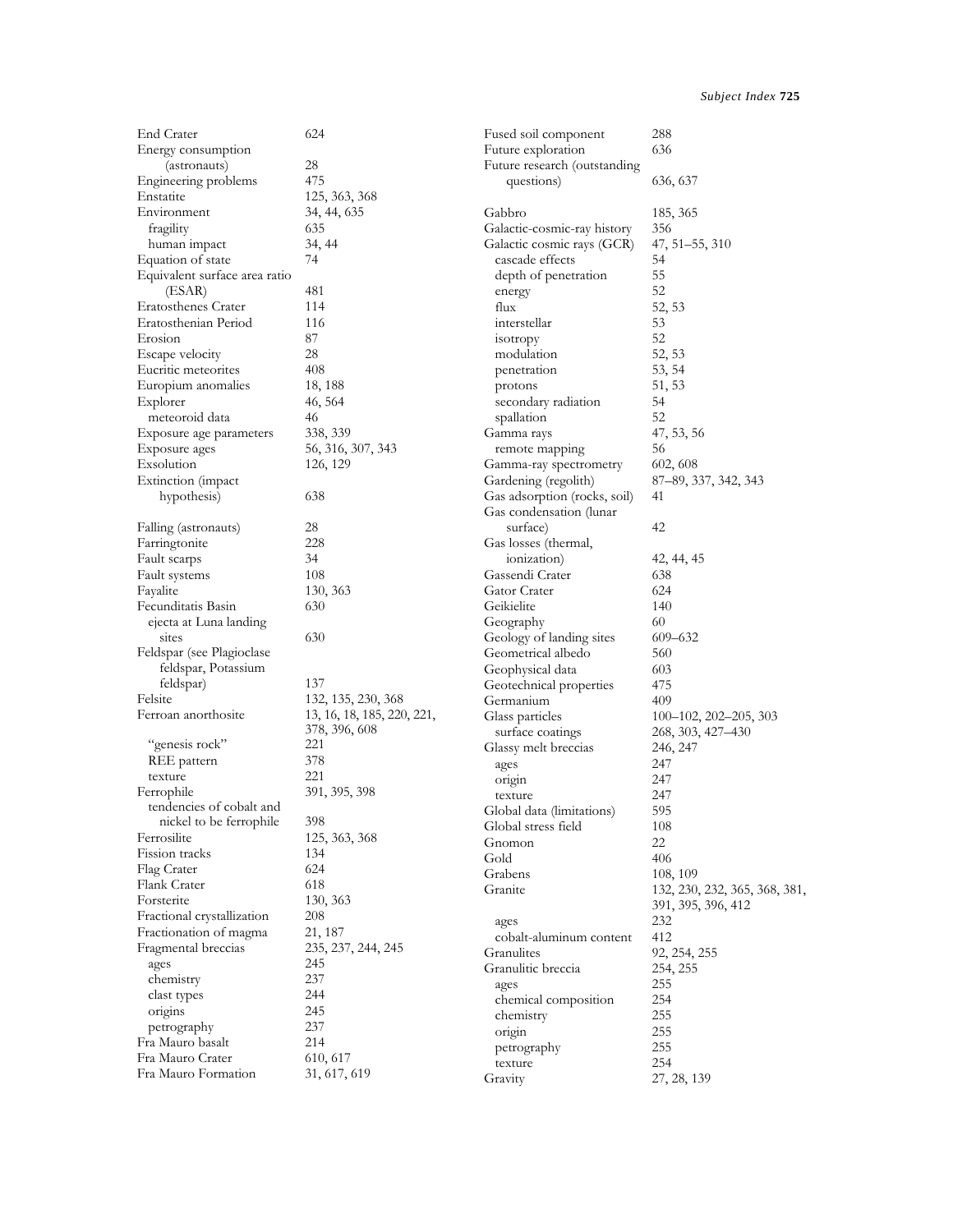End Crater 624
Energy consumption (astronauts) 28
Engineering problems 475
Enstatite 125, 363, 368
Environment 34, 44, 635
  fragility 635
  human impact 34, 44
Equation of state 74
Equivalent surface area ratio (ESAR) 481
Eratosthenes Crater 114
Eratosthenian Period 116
Erosion 87
Escape velocity 28
Eucritic meteorites 408
Europium anomalies 18, 188
Explorer 46, 564
  meteoroid data 46
Exposure age parameters 338, 339
Exposure ages 56, 316, 307, 343
Exsolution 126, 129
Extinction (impact hypothesis) 638

Falling (astronauts) 28
Farringtonite 228
Fault scarps 34
Fault systems 108
Fayalite 130, 363
Fecunditatis Basin 630
  ejecta at Luna landing sites 630
Feldspar (see Plagioclase feldspar, Potassium feldspar) 137
Felsite 132, 135, 230, 368
Ferroan anorthosite 13, 16, 18, 185, 220, 221, 378, 396, 608
  "genesis rock" 221
  REE pattern 378
  texture 221
Ferrophile 391, 395, 398
  tendencies of cobalt and nickel to be ferrophile 398
Ferrosilite 125, 363, 368
Fission tracks 134
Flag Crater 624
Flank Crater 618
Forsterite 130, 363
Fractional crystallization 208
Fractionation of magma 21, 187
Fragmental breccias 235, 237, 244, 245
  ages 245
  chemistry 237
  clast types 244
  origins 245
  petrography 237
Fra Mauro basalt 214
Fra Mauro Crater 610, 617
Fra Mauro Formation 31, 617, 619

Fused soil component 288
Future exploration 636
Future research (outstanding questions) 636, 637

Gabbro 185, 365
Galactic-cosmic-ray history 356
Galactic cosmic rays (GCR) 47, 51–55, 310
  cascade effects 54
  depth of penetration 55
  energy 52
  flux 52, 53
  interstellar 53
  isotropy 52
  modulation 52, 53
  penetration 53, 54
  protons 51, 53
  secondary radiation 54
  spallation 52
Gamma rays 47, 53, 56
  remote mapping 56
Gamma-ray spectrometry 602, 608
Gardening (regolith) 87–89, 337, 342, 343
Gas adsorption (rocks, soil) 41
Gas condensation (lunar surface) 42
Gas losses (thermal, ionization) 42, 44, 45
Gassendi Crater 638
Gator Crater 624
Geikielite 140
Geography 60
Geology of landing sites 609–632
Geometrical albedo 560
Geophysical data 603
Geotechnical properties 475
Germanium 409
Glass particles 100–102, 202–205, 303
  surface coatings 268, 303, 427–430
Glassy melt breccias 246, 247
  ages 247
  origin 247
  texture 247
Global data (limitations) 595
Global stress field 108
Gnomon 22
Gold 406
Grabens 108, 109
Granite 132, 230, 232, 365, 368, 381, 391, 395, 396, 412
  ages 232
  cobalt-aluminum content 412
Granulites 92, 254, 255
Granulitic breccia 254, 255
  ages 255
  chemical composition 254
  chemistry 255
  origin 255
  petrography 255
  texture 254
Gravity 27, 28, 139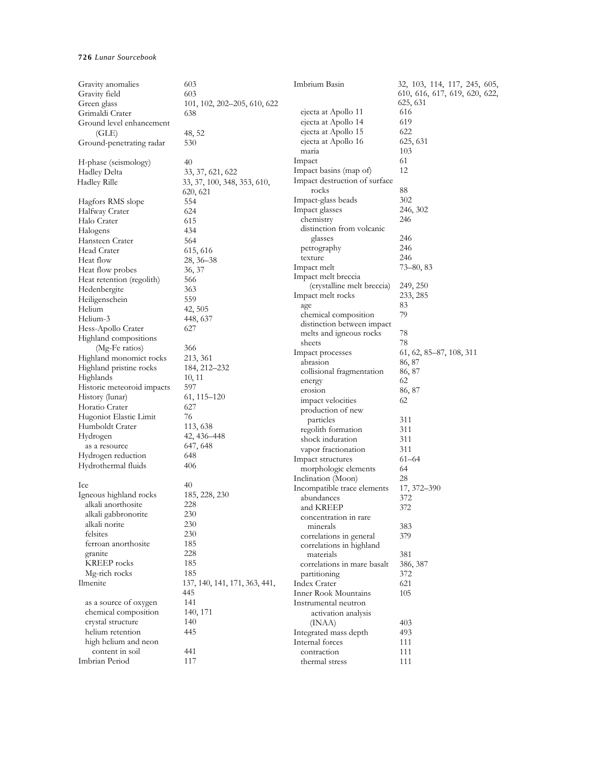Gravity anomalies 603
Gravity field 603
Green glass 101, 102, 202–205, 610, 622
Grimaldi Crater 638
Ground level enhancement (GLE) 48, 52
Ground-penetrating radar 530

H-phase (seismology) 40
Hadley Delta 33, 37, 621, 622
Hadley Rille 33, 37, 100, 348, 353, 610, 620, 621
Hagfors RMS slope 554
Halfway Crater 624
Halo Crater 615
Halogens 434
Hansteen Crater 564
Head Crater 615, 616
Heat flow 28, 36–38
Heat flow probes 36, 37
Heat retention (regolith) 566
Hedenbergite 363
Heiligenschein 559
Helium 42, 505
Helium-3 448, 637
Hess-Apollo Crater 627
Highland compositions (Mg-Fe ratios) 366
Highland monomict rocks 213, 361
Highland pristine rocks 184, 212–232
Highlands 10, 11
Historic meteoroid impacts 597
History (lunar) 61, 115–120
Horatio Crater 627
Hugoniot Elastic Limit 76
Humboldt Crater 113, 638
Hydrogen 42, 436–448
- as a resource 647, 648

Hydrogen reduction 648
Hydrothermal fluids 406

Ice 40
Igneous highland rocks 185, 228, 230
- alkali anorthosite 228
- alkali gabbronorite 230
- alkali norite 230
- felsites 230
- ferroan anorthosite 185
- granite 228
- KREEP rocks 185
- Mg-rich rocks 185

Ilmenite 137, 140, 141, 171, 363, 441, 445
- as a source of oxygen 141
- chemical composition 140, 171
- crystal structure 140
- helium retention 445
- high helium and neon content in soil 441

Imbrian Period 117
Imbrium Basin 32, 103, 114, 117, 245, 605, 610, 616, 617, 619, 620, 622, 625, 631
- ejecta at Apollo 11 616
- ejecta at Apollo 14 619
- ejecta at Apollo 15 622
- ejecta at Apollo 16 625, 631
- maria 103

Impact 61
Impact basins (map of) 12
Impact destruction of surface rocks 88
Impact-glass beads 302
Impact glasses 246, 302
- chemistry 246
- distinction from volcanic glasses 246
- petrography 246
- texture 246

Impact melt 73–80, 83
Impact melt breccia (crystalline melt breccia) 249, 250
Impact melt rocks 233, 285
- age 83
- chemical composition 79
- distinction between impact melts and igneous rocks 78
- sheets 78

Impact processes 61, 62, 85–87, 108, 311
- abrasion 86, 87
- collisional fragmentation 86, 87
- energy 62
- erosion 86, 87
- impact velocities 62
- production of new particles 311
- regolith formation 311
- shock induration 311
- vapor fractionation 311

Impact structures 61–64
- morphologic elements 64

Inclination (Moon) 28
Incompatible trace elements 17, 372–390
- abundances 372
- and KREEP 372
- concentration in rare minerals 383
- correlations in general 379
- correlations in highland materials 381
- correlations in mare basalt 386, 387
- partitioning 372

Index Crater 621
Inner Rook Mountains 105
Instrumental neutron activation analysis (INAA) 403
Integrated mass depth 493
Internal forces 111
- contraction 111
- thermal stress 111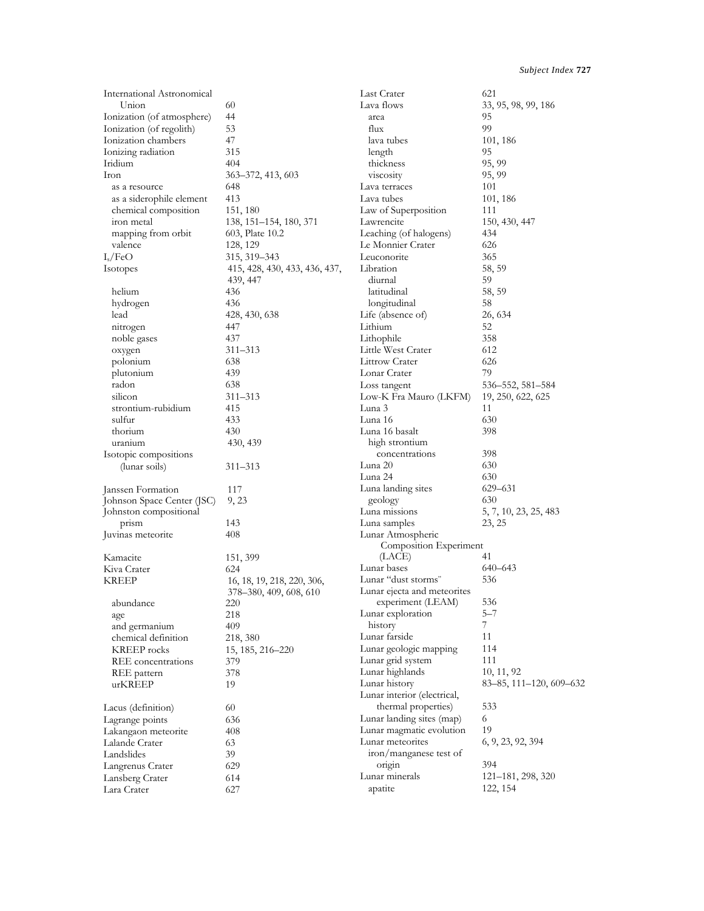International Astronomical Union 60
Ionization (of atmosphere) 44
Ionization (of regolith) 53
Ionization chambers 47
Ionizing radiation 315
Iridium 404
Iron 363–372, 413, 603
- as a resource 648
- as a siderophile element 413
- chemical composition 151, 180
- iron metal 138, 151–154, 180, 371
- mapping from orbit 603, Plate 10.2
- valence 128, 129

$I_s$/FeO 315, 319–343
Isotopes 415, 428, 430, 433, 436, 437, 439, 447
- helium 436
- hydrogen 436
- lead 428, 430, 638
- nitrogen 447
- noble gases 437
- oxygen 311–313
- polonium 638
- plutonium 439
- radon 638
- silicon 311–313
- strontium-rubidium 415
- sulfur 433
- thorium 430
- uranium 430, 439

Isotopic compositions (lunar soils) 311–313

Janssen Formation 117
Johnson Space Center (JSC) 9, 23
Johnston compositional prism 143
Juvinas meteorite 408

Kamacite 151, 399
Kiva Crater 624
KREEP 16, 18, 19, 218, 220, 306, 378–380, 409, 608, 610
- abundance 220
- age 218
- and germanium 409
- chemical definition 218, 380
- KREEP rocks 15, 185, 216–220
- REE concentrations 379
- REE pattern 378
- urKREEP 19

Lacus (definition) 60
Lagrange points 636
Lakangaon meteorite 408
Lalande Crater 63
Landslides 39
Langrenus Crater 629
Lansberg Crater 614
Lara Crater 627
Last Crater 621
Lava flows 33, 95, 98, 99, 186
- area 95
- flux 99
- lava tubes 101, 186
- length 95
- thickness 95, 99
- viscosity 95, 99

Lava terraces 101
Lava tubes 101, 186
Law of Superposition 111
Lawrencite 150, 430, 447
Leaching (of halogens) 434
Le Monnier Crater 626
Leuconorite 365
Libration 58, 59
- diurnal 59
- latitudinal 58, 59
- longitudinal 58

Life (absence of) 26, 634
Lithium 52
Lithophile 358
Little West Crater 612
Littrow Crater 626
Lonar Crater 79
Loss tangent 536–552, 581–584
Low-K Fra Mauro (LKFM) 19, 250, 622, 625
Luna 3 11
Luna 16 630
Luna 16 basalt 398
- high strontium concentrations 398

Luna 20 630
Luna 24 630
Luna landing sites 629–631
- geology 630

Luna missions 5, 7, 10, 23, 25, 483
Luna samples 23, 25
Lunar Atmospheric Composition Experiment (LACE) 41
Lunar bases 640–643
Lunar "dust storms" 536
Lunar ejecta and meteorites experiment (LEAM) 536
Lunar exploration 5–7
- history 7

Lunar farside 11
Lunar geologic mapping 114
Lunar grid system 111
Lunar highlands 10, 11, 92
Lunar history 83–85, 111–120, 609–632
Lunar interior (electrical, thermal properties) 533
Lunar landing sites (map) 6
Lunar magmatic evolution 19
Lunar meteorites 6, 9, 23, 92, 394
- iron/manganese test of origin 394

Lunar minerals 121–181, 298, 320
- apatite 122, 154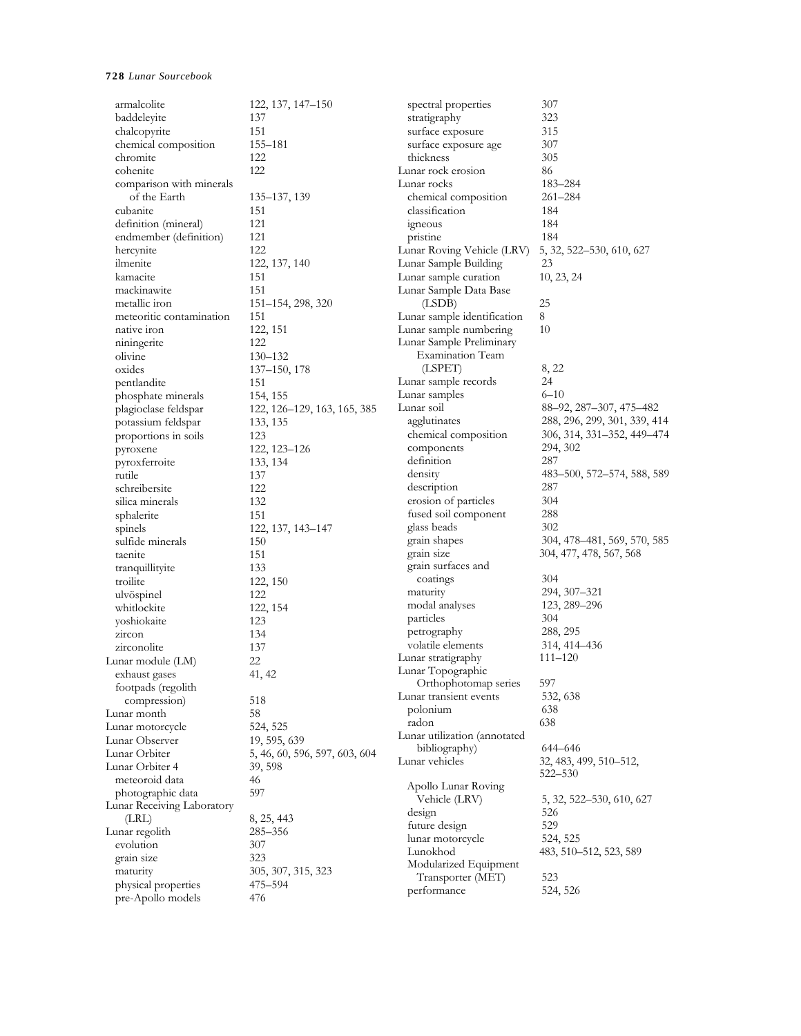armalcolite 122, 137, 147–150
baddeleyite 137
chalcopyrite 151
chemical composition 155–181
chromite 122
cohenite 122
comparison with minerals of the Earth 135–137, 139
cubanite 151
definition (mineral) 121
endmember (definition) 121
hercynite 122
ilmenite 122, 137, 140
kamacite 151
mackinawite 151
metallic iron 151–154, 298, 320
meteoritic contamination 151
native iron 122, 151
niningerite 122
olivine 130–132
oxides 137–150, 178
pentlandite 151
phosphate minerals 154, 155
plagioclase feldspar 122, 126–129, 163, 165, 385
potassium feldspar 133, 135
proportions in soils 123
pyroxene 122, 123–126
pyroxferroite 133, 134
rutile 137
schreibersite 122
silica minerals 132
sphalerite 151
spinels 122, 137, 143–147
sulfide minerals 150
taenite 151
tranquillityite 133
troilite 122, 150
ulvöspinel 122
whitlockite 122, 154
yoshiokaite 123
zircon 134
zirconolite 137

Lunar module (LM) 22
exhaust gases 41, 42
footpads (regolith compression) 518

Lunar month 58

Lunar motorcycle 524, 525

Lunar Observer 19, 595, 639

Lunar Orbiter 5, 46, 60, 596, 597, 603, 604

Lunar Orbiter 4 39, 598
meteoroid data 46
photographic data 597

Lunar Receiving Laboratory (LRL) 8, 25, 443

Lunar regolith 285–356
evolution 307
grain size 323
maturity 305, 307, 315, 323
physical properties 475–594
pre-Apollo models 476
spectral properties 307
stratigraphy 323
surface exposure 315
surface exposure age 307
thickness 305

Lunar rock erosion 86

Lunar rocks 183–284
chemical composition 261–284
classification 184
igneous 184
pristine 184

Lunar Roving Vehicle (LRV) 5, 32, 522–530, 610, 627

Lunar Sample Building 23

Lunar sample curation 10, 23, 24

Lunar Sample Data Base (LSDB) 25

Lunar sample identification 8

Lunar sample numbering 10

Lunar Sample Preliminary Examination Team (LSPET) 8, 22

Lunar sample records 24

Lunar samples 6–10

Lunar soil 88–92, 287–307, 475–482
agglutinates 288, 296, 299, 301, 339, 414
chemical composition 306, 314, 331–352, 449–474
components 294, 302
definition 287
density 483–500, 572–574, 588, 589
description 287
erosion of particles 304
fused soil component 288
glass beads 302
grain shapes 304, 478–481, 569, 570, 585
grain size 304, 477, 478, 567, 568
grain surfaces and coatings 304
maturity 294, 307–321
modal analyses 123, 289–296
particles 304
petrography 288, 295
volatile elements 314, 414–436

Lunar stratigraphy 111–120

Lunar Topographic Orthophotomap series 597

Lunar transient events 532, 638
polonium 638
radon 638

Lunar utilization (annotated bibliography) 644–646

Lunar vehicles 32, 483, 499, 510–512, 522–530
Apollo Lunar Roving Vehicle (LRV) 5, 32, 522–530, 610, 627
design 526
future design 529
lunar motorcycle 524, 525
Lunokhod 483, 510–512, 523, 589
Modularized Equipment Transporter (MET) 523
performance 524, 526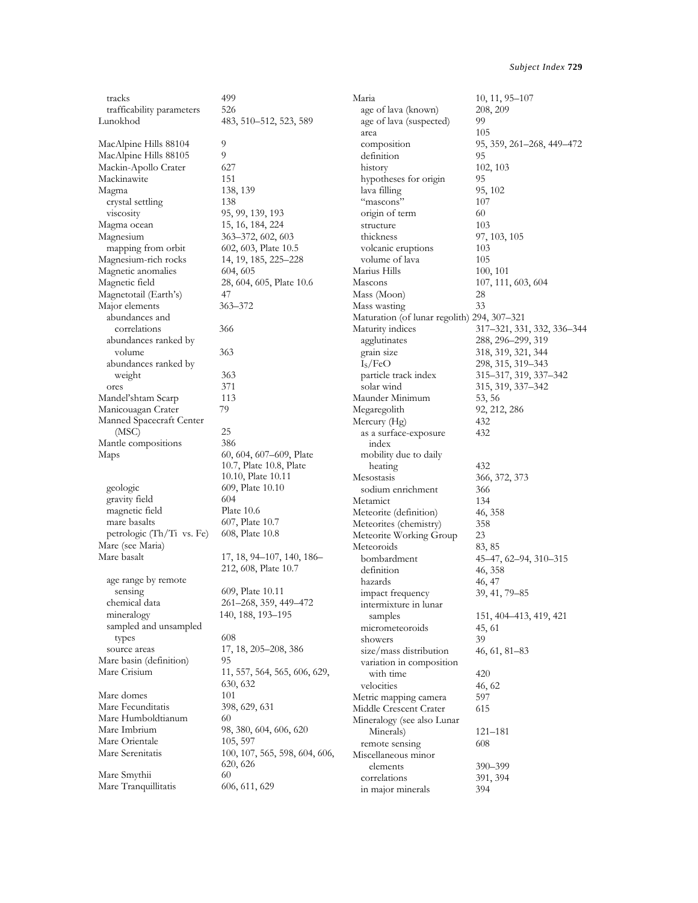tracks 499
trafficability parameters 526
Lunokhod 483, 510–512, 523, 589

MacAlpine Hills 88104 9
MacAlpine Hills 88105 9
Mackin-Apollo Crater 627
Mackinawite 151
Magma 138, 139
crystal settling 138
viscosity 95, 99, 139, 193
Magma ocean 15, 16, 184, 224
Magnesium 363–372, 602, 603
mapping from orbit 602, 603, Plate 10.5
Magnesium-rich rocks 14, 19, 185, 225–228
Magnetic anomalies 604, 605
Magnetic field 28, 604, 605, Plate 10.6
Magnetotail (Earth's) 47
Major elements 363–372
abundances and correlations 366
abundances ranked by volume 363
abundances ranked by weight 363
ores 371
Mandel'shtam Scarp 113
Manicouagan Crater 79
Manned Spacecraft Center (MSC) 25
Mantle compositions 386
Maps 60, 604, 607–609, Plate 10.7, Plate 10.8, Plate 10.10, Plate 10.11
geologic 609, Plate 10.10
gravity field 604
magnetic field Plate 10.6
mare basalts 607, Plate 10.7
petrologic (Th/Ti vs. Fe) 608, Plate 10.8
Mare (see Maria)
Mare basalt 17, 18, 94–107, 140, 186–212, 608, Plate 10.7
age range by remote sensing 609, Plate 10.11
chemical data 261–268, 359, 449–472
mineralogy 140, 188, 193–195
sampled and unsampled types 608
source areas 17, 18, 205–208, 386
Mare basin (definition) 95
Mare Crisium 11, 557, 564, 565, 606, 629, 630, 632
Mare domes 101
Mare Fecunditatis 398, 629, 631
Mare Humboldtianum 60
Mare Imbrium 98, 380, 604, 606, 620
Mare Orientale 105, 597
Mare Serenitatis 100, 107, 565, 598, 604, 606, 620, 626
Mare Smythii 60
Mare Tranquillitatis 606, 611, 629

Maria 10, 11, 95–107
age of lava (known) 208, 209
age of lava (suspected) 99
area 105
composition 95, 359, 261–268, 449–472
definition 95
history 102, 103
hypotheses for origin 95
lava filling 95, 102
"mascons" 107
origin of term 60
structure 103
thickness 97, 103, 105
volcanic eruptions 103
volume of lava 105
Marius Hills 100, 101
Mascons 107, 111, 603, 604
Mass (Moon) 28
Mass wasting 33
Maturation (of lunar regolith) 294, 307–321
Maturity indices 317–321, 331, 332, 336–344
agglutinates 288, 296–299, 319
grain size 318, 319, 321, 344
$I_s$/FeO 298, 315, 319–343
particle track index 315–317, 319, 337–342
solar wind 315, 319, 337–342
Maunder Minimum 53, 56
Megaregolith 92, 212, 286
Mercury (Hg) 432
as a surface-exposure index 432
mobility due to daily heating 432
Mesostasis 366, 372, 373
sodium enrichment 366
Metamict 134
Meteorite (definition) 46, 358
Meteorites (chemistry) 358
Meteorite Working Group 23
Meteoroids 83, 85
bombardment 45–47, 62–94, 310–315
definition 46, 358
hazards 46, 47
impact frequency 39, 41, 79–85
intermixture in lunar samples 151, 404–413, 419, 421
micrometeoroids 45, 61
showers 39
size/mass distribution 46, 61, 81–83
variation in composition with time 420
velocities 46, 62
Metric mapping camera 597
Middle Crescent Crater 615
Mineralogy (see also Lunar Minerals) 121–181
remote sensing 608
Miscellaneous minor elements 390–399
correlations 391, 394
in major minerals 394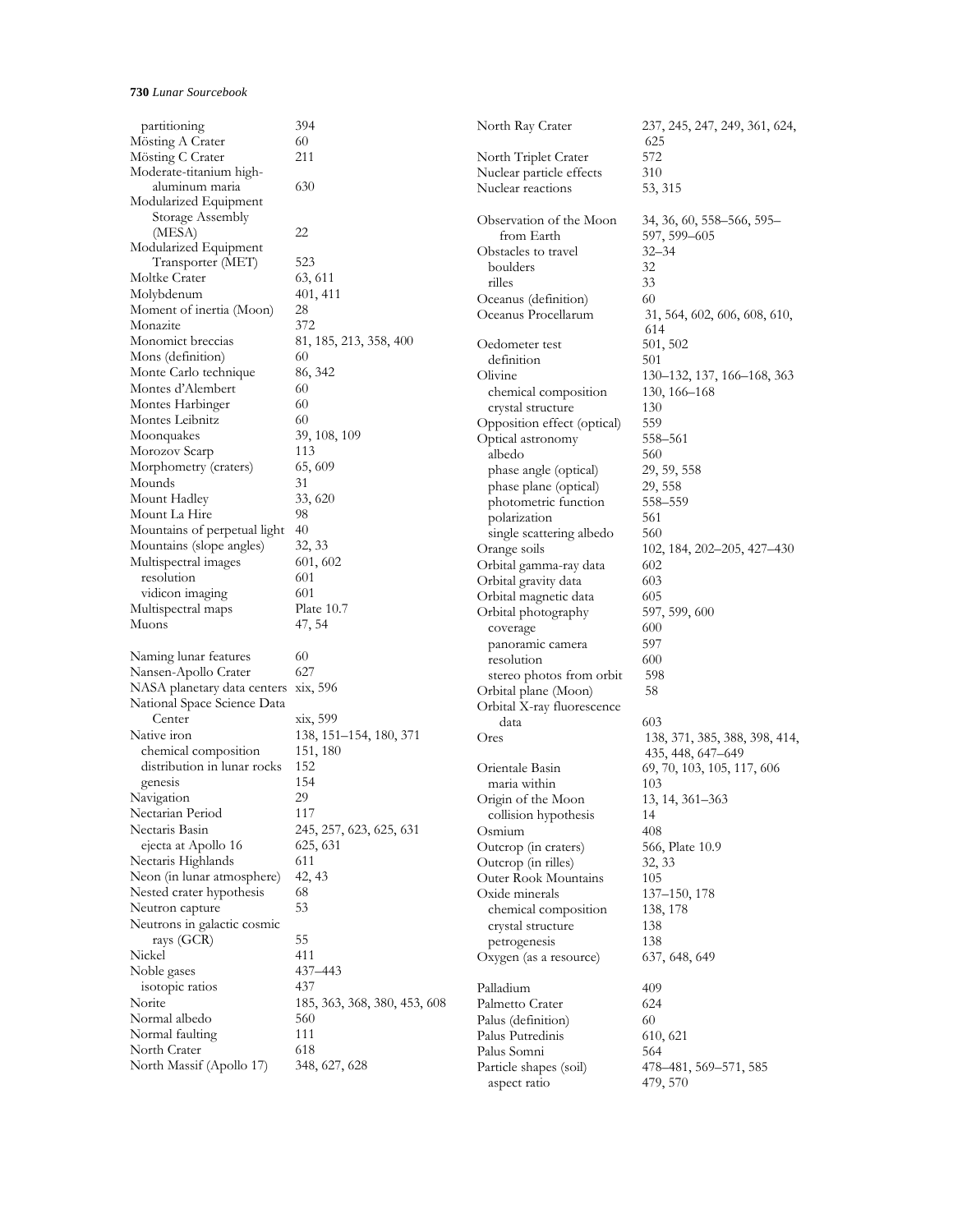partitioning 394
Mösting A Crater 60
Mösting C Crater 211
Moderate-titanium high-aluminum maria 630
Modularized Equipment Storage Assembly (MESA) 22
Modularized Equipment Transporter (MET) 523
Moltke Crater 63, 611
Molybdenum 401, 411
Moment of inertia (Moon) 28
Monazite 372
Monomict breccias 81, 185, 213, 358, 400
Mons (definition) 60
Monte Carlo technique 86, 342
Montes d'Alembert 60
Montes Harbinger 60
Montes Leibnitz 60
Moonquakes 39, 108, 109
Morozov Scarp 113
Morphometry (craters) 65, 609
Mounds 31
Mount Hadley 33, 620
Mount La Hire 98
Mountains of perpetual light 40
Mountains (slope angles) 32, 33
Multispectral images 601, 602
  resolution 601
  vidicon imaging 601
Multispectral maps Plate 10.7
Muons 47, 54

Naming lunar features 60
Nansen-Apollo Crater 627
NASA planetary data centers xix, 596
National Space Science Data Center xix, 599
Native iron 138, 151–154, 180, 371
  chemical composition 151, 180
  distribution in lunar rocks 152
  genesis 154
Navigation 29
Nectarian Period 117
Nectaris Basin 245, 257, 623, 625, 631
  ejecta at Apollo 16 625, 631
Nectaris Highlands 611
Neon (in lunar atmosphere) 42, 43
Nested crater hypothesis 68
Neutron capture 53
Neutrons in galactic cosmic rays (GCR) 55
Nickel 411
Noble gases 437–443
  isotopic ratios 437
Norite 185, 363, 368, 380, 453, 608
Normal albedo 560
Normal faulting 111
North Crater 618
North Massif (Apollo 17) 348, 627, 628
North Ray Crater 237, 245, 247, 249, 361, 624, 625
North Triplet Crater 572
Nuclear particle effects 310
Nuclear reactions 53, 315

Observation of the Moon from Earth 34, 36, 60, 558–566, 595–597, 599–605
Obstacles to travel 32–34
  boulders 32
  rilles 33
Oceanus (definition) 60
Oceanus Procellarum 31, 564, 602, 606, 608, 610, 614
Oedometer test 501, 502
  definition 501
Olivine 130–132, 137, 166–168, 363
  chemical composition 130, 166–168
  crystal structure 130
Opposition effect (optical) 559
Optical astronomy 558–561
  albedo 560
  phase angle (optical) 29, 59, 558
  phase plane (optical) 29, 558
  photometric function 558–559
  polarization 561
  single scattering albedo 560
Orange soils 102, 184, 202–205, 427–430
Orbital gamma-ray data 602
Orbital gravity data 603
Orbital magnetic data 605
Orbital photography 597, 599, 600
  coverage 600
  panoramic camera 597
  resolution 600
  stereo photos from orbit 598
Orbital plane (Moon) 58
Orbital X-ray fluorescence data 603
Ores 138, 371, 385, 388, 398, 414, 435, 448, 647–649
Orientale Basin 69, 70, 103, 105, 117, 606
  maria within 103
Origin of the Moon 13, 14, 361–363
  collision hypothesis 14
Osmium 408
Outcrop (in craters) 566, Plate 10.9
Outcrop (in rilles) 32, 33
Outer Rook Mountains 105
Oxide minerals 137–150, 178
  chemical composition 138, 178
  crystal structure 138
  petrogenesis 138
Oxygen (as a resource) 637, 648, 649

Palladium 409
Palmetto Crater 624
Palus (definition) 60
Palus Putredinis 610, 621
Palus Somni 564
Particle shapes (soil) 478–481, 569–571, 585
  aspect ratio 479, 570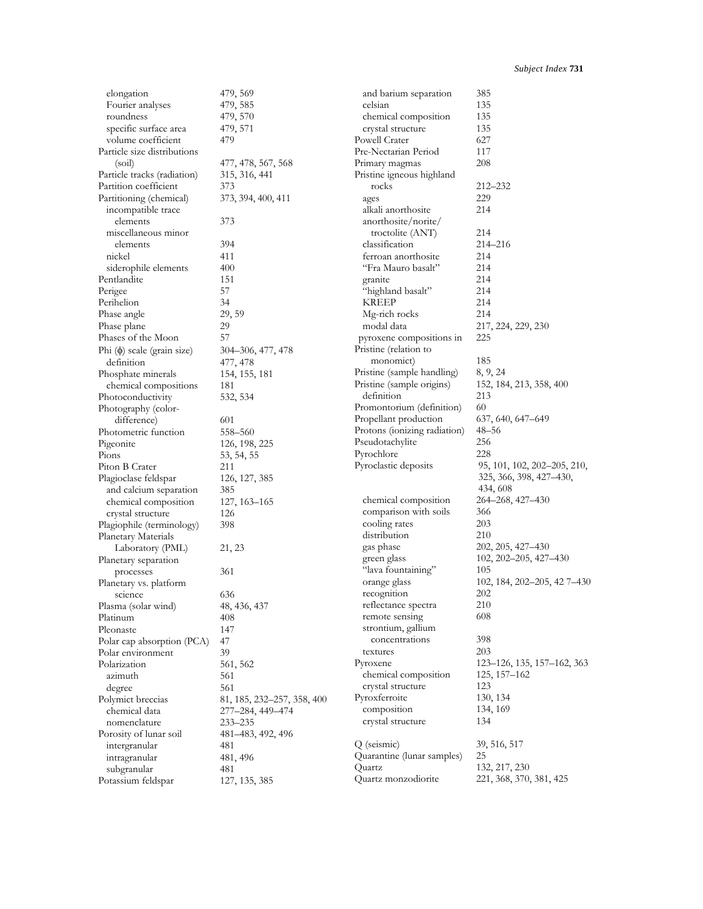elongation 479, 569
Fourier analyses 479, 585
roundness 479, 570
specific surface area 479, 571
volume coefficient 479
Particle size distributions (soil) 477, 478, 567, 568
Particle tracks (radiation) 315, 316, 441
Partition coefficient 373
Partitioning (chemical) 373, 394, 400, 411
incompatible trace elements 373
miscellaneous minor elements 394
nickel 411
siderophile elements 400
Pentlandite 151
Perigee 57
Perihelion 34
Phase angle 29, 59
Phase plane 29
Phases of the Moon 57
Phi (ϕ) scale (grain size) 304–306, 477, 478
definition 477, 478
Phosphate minerals 154, 155, 181
chemical compositions 181
Photoconductivity 532, 534
Photography (color-difference) 601
Photometric function 558–560
Pigeonite 126, 198, 225
Pions 53, 54, 55
Piton B Crater 211
Plagioclase feldspar 126, 127, 385
and calcium separation 385
chemical composition 127, 163–165
crystal structure 126
Plagiophile (terminology) 398
Planetary Materials Laboratory (PML) 21, 23
Planetary separation processes 361
Planetary vs. platform science 636
Plasma (solar wind) 48, 436, 437
Platinum 408
Pleonaste 147
Polar cap absorption (PCA) 47
Polar environment 39
Polarization 561, 562
azimuth 561
degree 561
Polymict breccias 81, 185, 232–257, 358, 400
chemical data 277–284, 449–474
nomenclature 233–235
Porosity of lunar soil 481–483, 492, 496
intergranular 481
intragranular 481, 496
subgranular 481
Potassium feldspar 127, 135, 385
and barium separation 385
celsian 135
chemical composition 135
crystal structure 135
Powell Crater 627
Pre-Nectarian Period 117
Primary magmas 208
Pristine igneous highland rocks 212–232
ages 229
alkali anorthosite 214
anorthosite/norite/troctolite (ANT) 214
classification 214–216
ferroan anorthosite 214
"Fra Mauro basalt" 214
granite 214
"highland basalt" 214
KREEP 214
Mg-rich rocks 214
modal data 217, 224, 229, 230
pyroxene compositions in 225
Pristine (relation to monomict) 185
Pristine (sample handling) 8, 9, 24
Pristine (sample origins) 152, 184, 213, 358, 400
definition 213
Promontorium (definition) 60
Propellant production 637, 640, 647–649
Protons (ionizing radiation) 48–56
Pseudotachylite 256
Pyrochlore 228
Pyroclastic deposits 95, 101, 102, 202–205, 210, 325, 366, 398, 427–430, 434, 608
chemical composition 264–268, 427–430
comparison with soils 366
cooling rates 203
distribution 210
gas phase 202, 205, 427–430
green glass 102, 202–205, 427–430
"lava fountaining" 105
orange glass 102, 184, 202–205, 42 7–430
recognition 202
reflectance spectra 210
remote sensing 608
strontium, gallium concentrations 398
textures 203
Pyroxene 123–126, 135, 157–162, 363
chemical composition 125, 157–162
crystal structure 123
Pyroxferroite 130, 134
composition 134, 169
crystal structure 134

Q (seismic) 39, 516, 517
Quarantine (lunar samples) 25
Quartz 132, 217, 230
Quartz monzodiorite 221, 368, 370, 381, 425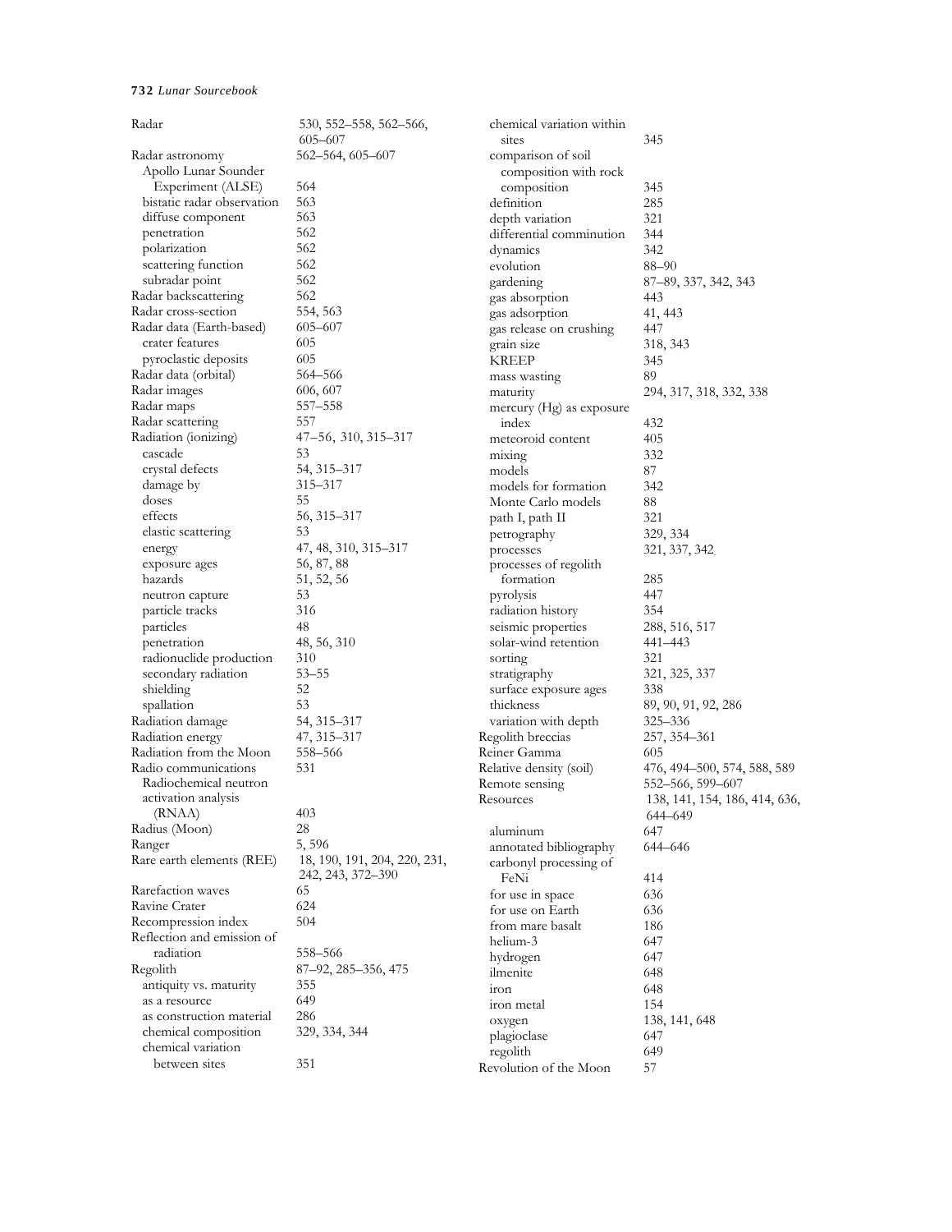- Radar — 530, 552–558, 562–566, 605–607
- Radar astronomy — 562–564, 605–607
  - Apollo Lunar Sounder Experiment (ALSE) — 564
  - bistatic radar observation — 563
  - diffuse component — 563
  - penetration — 562
  - polarization — 562
  - scattering function — 562
  - subradar point — 562
- Radar backscattering — 562
- Radar cross-section — 554, 563
- Radar data (Earth-based) — 605–607
  - crater features — 605
  - pyroclastic deposits — 605
- Radar data (orbital) — 564–566
- Radar images — 606, 607
- Radar maps — 557–558
- Radar scattering — 557
- Radiation (ionizing) — 47–56, 310, 315–317
  - cascade — 53
  - crystal defects — 54, 315–317
  - damage by — 315–317
  - doses — 55
  - effects — 56, 315–317
  - elastic scattering — 53
  - energy — 47, 48, 310, 315–317
  - exposure ages — 56, 87, 88
  - hazards — 51, 52, 56
  - neutron capture — 53
  - particle tracks — 316
  - particles — 48
  - penetration — 48, 56, 310
  - radionuclide production — 310
  - secondary radiation — 53–55
  - shielding — 52
  - spallation — 53
- Radiation damage — 54, 315–317
- Radiation energy — 47, 315–317
- Radiation from the Moon — 558–566
- Radio communications — 531
  - Radiochemical neutron activation analysis (RNAA) — 403
- Radius (Moon) — 28
- Ranger — 5, 596
- Rare earth elements (REE) — 18, 190, 191, 204, 220, 231, 242, 243, 372–390
- Rarefaction waves — 65
- Ravine Crater — 624
- Recompression index — 504
- Reflection and emission of radiation — 558–566
- Regolith — 87–92, 285–356, 475
  - antiquity vs. maturity — 355
  - as a resource — 649
  - as construction material — 286
  - chemical composition — 329, 334, 344
  - chemical variation between sites — 351
  - chemical variation within sites — 345
  - comparison of soil composition with rock composition — 345
  - definition — 285
  - depth variation — 321
  - differential comminution — 344
  - dynamics — 342
  - evolution — 88–90
  - gardening — 87–89, 337, 342, 343
  - gas absorption — 443
  - gas adsorption — 41, 443
  - gas release on crushing — 447
  - grain size — 318, 343
  - KREEP — 345
  - mass wasting — 89
  - maturity — 294, 317, 318, 332, 338
  - mercury (Hg) as exposure index — 432
  - meteoroid content — 405
  - mixing — 332
  - models — 87
  - models for formation — 342
  - Monte Carlo models — 88
  - path I, path II — 321
  - petrography — 329, 334
  - processes — 321, 337, 342
  - processes of regolith formation — 285
  - pyrolysis — 447
  - radiation history — 354
  - seismic properties — 288, 516, 517
  - solar-wind retention — 441–443
  - sorting — 321
  - stratigraphy — 321, 325, 337
  - surface exposure ages — 338
  - thickness — 89, 90, 91, 92, 286
  - variation with depth — 325–336
- Regolith breccias — 257, 354–361
- Reiner Gamma — 605
- Relative density (soil) — 476, 494–500, 574, 588, 589
- Remote sensing — 552–566, 599–607
- Resources — 138, 141, 154, 186, 414, 636, 644–649
  - aluminum — 647
  - annotated bibliography — 644–646
  - carbonyl processing of FeNi — 414
  - for use in space — 636
  - for use on Earth — 636
  - from mare basalt — 186
  - helium-3 — 647
  - hydrogen — 647
  - ilmenite — 648
  - iron — 648
  - iron metal — 154
  - oxygen — 138, 141, 648
  - plagioclase — 647
  - regolith — 649
- Revolution of the Moon — 57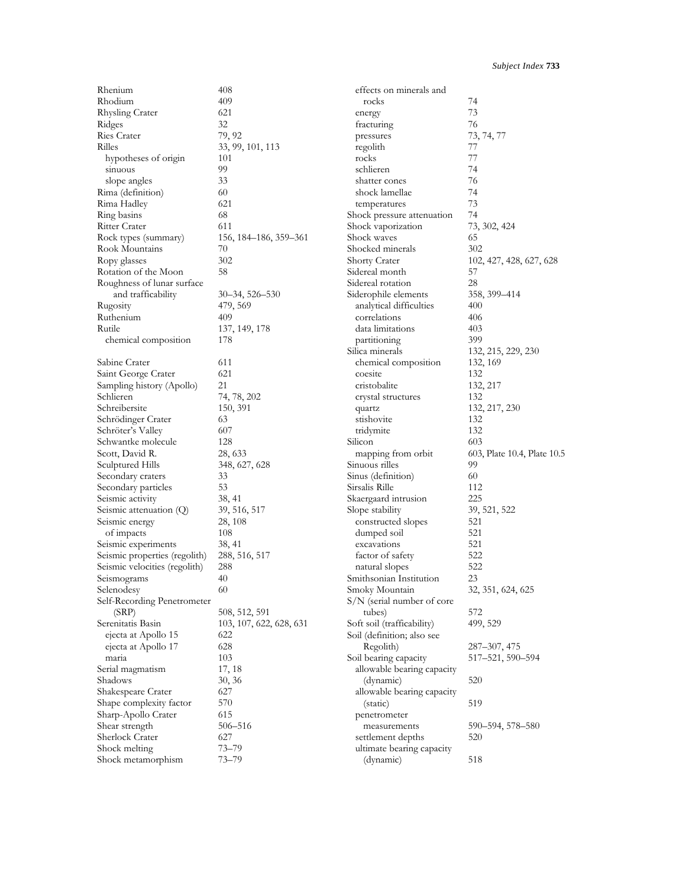Rhenium 408
Rhodium 409
Rhysling Crater 621
Ridges 32
Ries Crater 79, 92
Rilles 33, 99, 101, 113
  hypotheses of origin 101
  sinuous 99
  slope angles 33
Rima (definition) 60
Rima Hadley 621
Ring basins 68
Ritter Crater 611
Rock types (summary) 156, 184–186, 359–361
Rook Mountains 70
Ropy glasses 302
Rotation of the Moon 58
Roughness of lunar surface and trafficability 30–34, 526–530
Rugosity 479, 569
Ruthenium 409
Rutile 137, 149, 178
  chemical composition 178

Sabine Crater 611
Saint George Crater 621
Sampling history (Apollo) 21
Schlieren 74, 78, 202
Schreibersite 150, 391
Schrödinger Crater 63
Schröter's Valley 607
Schwantke molecule 128
Scott, David R. 28, 633
Sculptured Hills 348, 627, 628
Secondary craters 33
Secondary particles 53
Seismic activity 38, 41
Seismic attenuation (Q) 39, 516, 517
Seismic energy 28, 108
  of impacts 108
Seismic experiments 38, 41
Seismic properties (regolith) 288, 516, 517
Seismic velocities (regolith) 288
Seismograms 40
Selenodesy 60
Self-Recording Penetrometer (SRP) 508, 512, 591
Serenitatis Basin 103, 107, 622, 628, 631
  ejecta at Apollo 15 622
  ejecta at Apollo 17 628
  maria 103
Serial magmatism 17, 18
Shadows 30, 36
Shakespeare Crater 627
Shape complexity factor 570
Sharp-Apollo Crater 615
Shear strength 506–516
Sherlock Crater 627
Shock melting 73–79
Shock metamorphism 73–79
  effects on minerals and rocks 74
  energy 73
  fracturing 76
  pressures 73, 74, 77
  regolith 77
  rocks 77
  schlieren 74
  shatter cones 76
  shock lamellae 74
  temperatures 73
Shock pressure attenuation 74
Shock vaporization 73, 302, 424
Shock waves 65
Shocked minerals 302
Shorty Crater 102, 427, 428, 627, 628
Sidereal month 57
Sidereal rotation 28
Siderophile elements 358, 399–414
  analytical difficulties 400
  correlations 406
  data limitations 403
  partitioning 399
Silica minerals 132, 215, 229, 230
  chemical composition 132, 169
  coesite 132
  cristobalite 132, 217
  crystal structures 132
  quartz 132, 217, 230
  stishovite 132
  tridymite 132
Silicon 603
  mapping from orbit 603, Plate 10.4, Plate 10.5
Sinuous rilles 99
Sinus (definition) 60
Sirsalis Rille 112
Skaergaard intrusion 225
Slope stability 39, 521, 522
  constructed slopes 521
  dumped soil 521
  excavations 521
  factor of safety 522
  natural slopes 522
Smithsonian Institution 23
Smoky Mountain 32, 351, 624, 625
S/N (serial number of core tubes) 572
Soft soil (trafficability) 499, 529
Soil (definition; also see Regolith) 287–307, 475
Soil bearing capacity 517–521, 590–594
  allowable bearing capacity (dynamic) 520
  allowable bearing capacity (static) 519
  penetrometer measurements 590–594, 578–580
  settlement depths 520
  ultimate bearing capacity (dynamic) 518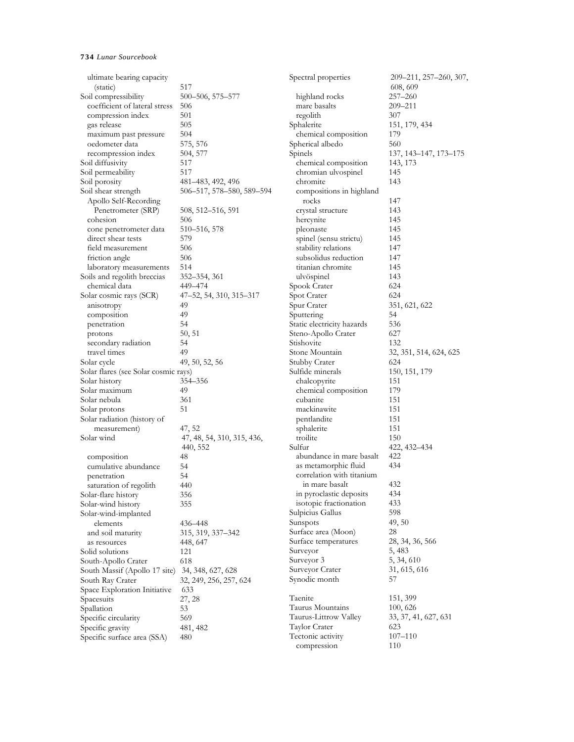ultimate bearing capacity (static) 517
Soil compressibility 500–506, 575–577
  coefficient of lateral stress 506
  compression index 501
  gas release 505
  maximum past pressure 504
  oedometer data 575, 576
  recompression index 504, 577
Soil diffusivity 517
Soil permeability 517
Soil porosity 481–483, 492, 496
Soil shear strength 506–517, 578–580, 589–594
  Apollo Self-Recording Penetrometer (SRP) 508, 512–516, 591
  cohesion 506
  cone penetrometer data 510–516, 578
  direct shear tests 579
  field measurement 506
  friction angle 506
  laboratory measurements 514
Soils and regolith breccias 352–354, 361
  chemical data 449–474
Solar cosmic rays (SCR) 47–52, 54, 310, 315–317
  anisotropy 49
  composition 49
  penetration 54
  protons 50, 51
  secondary radiation 54
  travel times 49
Solar cycle 49, 50, 52, 56
Solar flares (see Solar cosmic rays)
Solar history 354–356
Solar maximum 49
Solar nebula 361
Solar protons 51
Solar radiation (history of measurement) 47, 52
Solar wind 47, 48, 54, 310, 315, 436, 440, 552
  composition 48
  cumulative abundance 54
  penetration 54
  saturation of regolith 440
Solar-flare history 356
Solar-wind history 355
Solar-wind-implanted elements 436–448
  and soil maturity 315, 319, 337–342
  as resources 448, 647
Solid solutions 121
South-Apollo Crater 618
South Massif (Apollo 17 site) 34, 348, 627, 628
South Ray Crater 32, 249, 256, 257, 624
Space Exploration Initiative 633
Spacesuits 27, 28
Spallation 53
Specific circularity 569
Specific gravity 481, 482
Specific surface area (SSA) 480
Spectral properties 209–211, 257–260, 307, 608, 609
  highland rocks 257–260
  mare basalts 209–211
  regolith 307
Sphalerite 151, 179, 434
  chemical composition 179
Spherical albedo 560
Spinels 137, 143–147, 173–175
  chemical composition 143, 173
  chromian ulvospinel 145
  chromite 143
  compositions in highland rocks 147
  crystal structure 143
  hercynite 145
  pleonaste 145
  spinel (sensu strictu) 145
  stability relations 147
  subsolidus reduction 147
  titanian chromite 145
  ulvöspinel 143
Spook Crater 624
Spot Crater 624
Spur Crater 351, 621, 622
Sputtering 54
Static electricity hazards 536
Steno-Apollo Crater 627
Stishovite 132
Stone Mountain 32, 351, 514, 624, 625
Stubby Crater 624
Sulfide minerals 150, 151, 179
  chalcopyrite 151
  chemical composition 179
  cubanite 151
  mackinawite 151
  pentlandite 151
  sphalerite 151
  troilite 150
Sulfur 422, 432–434
  abundance in mare basalt 422
  as metamorphic fluid 434
  correlation with titanium in mare basalt 432
  in pyroclastic deposits 434
  isotopic fractionation 433
Sulpicius Gallus 598
Sunspots 49, 50
Surface area (Moon) 28
Surface temperatures 28, 34, 36, 566
Surveyor 5, 483
Surveyor 3 5, 34, 610
Surveyor Crater 31, 615, 616
Synodic month 57

Taenite 151, 399
Taurus Mountains 100, 626
Taurus-Littrow Valley 33, 37, 41, 627, 631
Taylor Crater 623
Tectonic activity 107–110
  compression 110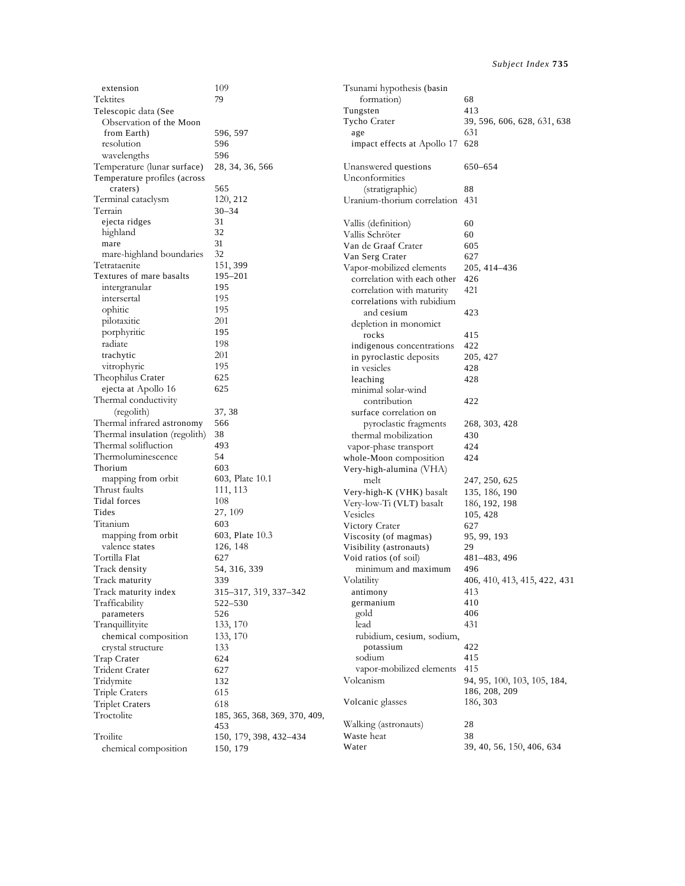extension 109
Tektites 79
Telescopic data (See Observation of the Moon from Earth) 596, 597
  resolution 596
  wavelengths 596
Temperature (lunar surface) 28, 34, 36, 566
Temperature profiles (across craters) 565
Terminal cataclysm 120, 212
Terrain 30–34
  ejecta ridges 31
  highland 32
  mare 31
  mare-highland boundaries 32
Tetrataenite 151, 399
Textures of mare basalts 195–201
  intergranular 195
  intersertal 195
  ophitic 195
  pilotaxitic 201
  porphyritic 195
  radiate 198
  trachytic 201
  vitrophyric 195
Theophilus Crater 625
  ejecta at Apollo 16 625
Thermal conductivity (regolith) 37, 38
Thermal infrared astronomy 566
Thermal insulation (regolith) 38
Thermal solifluction 493
Thermoluminescence 54
Thorium 603
  mapping from orbit 603, Plate 10.1
Thrust faults 111, 113
Tidal forces 108
Tides 27, 109
Titanium 603
  mapping from orbit 603, Plate 10.3
  valence states 126, 148
Tortilla Flat 627
Track density 54, 316, 339
Track maturity 339
Track maturity index 315–317, 319, 337–342
Trafficability 522–530
  parameters 526
Tranquillityite 133, 170
  chemical composition 133, 170
  crystal structure 133
Trap Crater 624
Trident Crater 627
Tridymite 132
Triple Craters 615
Triplet Craters 618
Troctolite 185, 365, 368, 369, 370, 409, 453
Troilite 150, 179, 398, 432–434
  chemical composition 150, 179

Tsunami hypothesis (basin formation) 68
Tungsten 413
Tycho Crater 39, 596, 606, 628, 631, 638
  age 631
  impact effects at Apollo 17 628

Unanswered questions 650–654
Unconformities (stratigraphic) 88
Uranium-thorium correlation 431

Vallis (definition) 60
Vallis Schröter 60
Van de Graaf Crater 605
Van Serg Crater 627
Vapor-mobilized elements 205, 414–436
  correlation with each other 426
  correlation with maturity 421
  correlations with rubidium and cesium 423
  depletion in monomict rocks 415
  indigenous concentrations 422
  in pyroclastic deposits 205, 427
  in vesicles 428
  leaching 428
  minimal solar-wind contribution 422
  surface correlation on pyroclastic fragments 268, 303, 428
  thermal mobilization 430
  vapor-phase transport 424
  whole-Moon composition 424
Very-high-alumina (VHA) melt 247, 250, 625
Very-high-K (VHK) basalt 135, 186, 190
Very-low-Ti (VLT) basalt 186, 192, 198
Vesicles 105, 428
Victory Crater 627
Viscosity (of magmas) 95, 99, 193
Visibility (astronauts) 29
Void ratios (of soil) 481–483, 496
  minimum and maximum 496
Volatility 406, 410, 413, 415, 422, 431
  antimony 413
  germanium 410
  gold 406
  lead 431
  rubidium, cesium, sodium, potassium 422
  sodium 415
  vapor-mobilized elements 415
Volcanism 94, 95, 100, 103, 105, 184, 186, 208, 209
Volcanic glasses 186, 303

Walking (astronauts) 28
Waste heat 38
Water 39, 40, 56, 150, 406, 634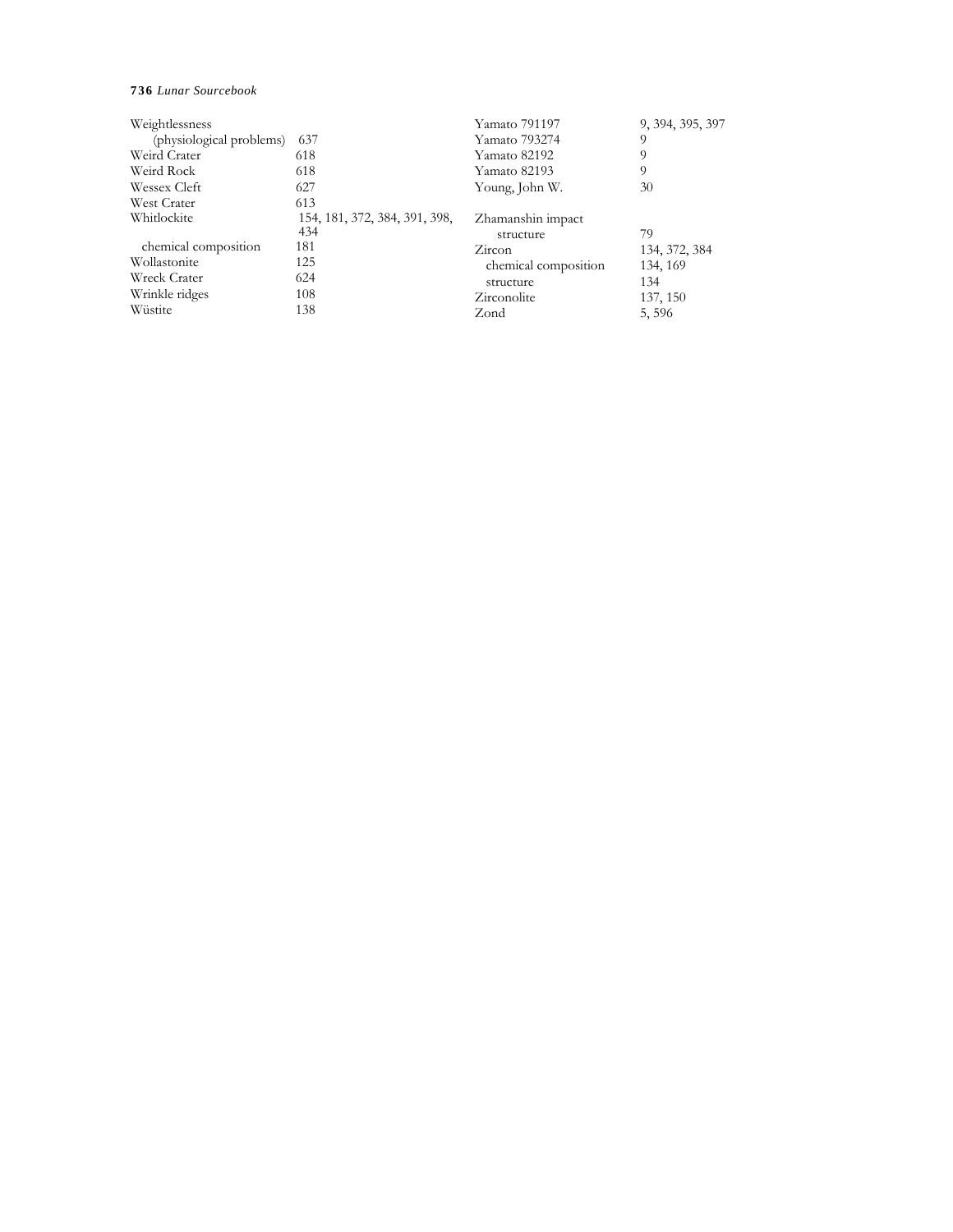Weightlessness
  (physiological problems) 637
Weird Crater 618
Weird Rock 618
Wessex Cleft 627
West Crater 613
Whitlockite 154, 181, 372, 384, 391, 398, 434
  chemical composition 181
Wollastonite 125
Wreck Crater 624
Wrinkle ridges 108
Wüstite 138

Yamato 791197 9, 394, 395, 397
Yamato 793274 9
Yamato 82192 9
Yamato 82193 9
Young, John W. 30

Zhamanshin impact
  structure 79
Zircon 134, 372, 384
  chemical composition 134, 169
  structure 134
Zirconolite 137, 150
Zond 5, 596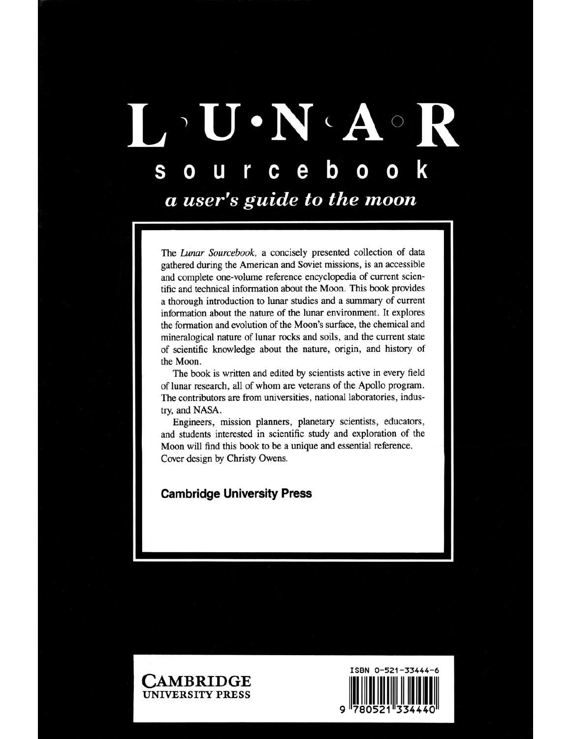# L·U·N·A·R

## sourcebook

### *a user's guide to the moon*

The *Lunar Sourcebook,* a concisely presented collection of data gathered during the American and Soviet missions, is an accessible and complete one-volume reference encyclopedia of current scientific and technical information about the Moon. This book provides a thorough introduction to lunar studies and a summary of current information about the nature of the lunar environment. It explores the formation and evolution of the Moon's surface, the chemical and mineralogical nature of lunar rocks and soils, and the current state of scientific knowledge about the nature, origin, and history of the Moon.

The book is written and edited by scientists active in every field of lunar research, all of whom are veterans of the Apollo program. The contributors are from universities, national laboratories, industry, and NASA.

Engineers, mission planners, planetary scientists, educators, and students interested in scientific study and exploration of the Moon will find this book to be a unique and essential reference.

Cover design by Christy Owens.

**Cambridge University Press**

CAMBRIDGE
UNIVERSITY PRESS

ISBN 0-521-33444-6

9 780521 334440